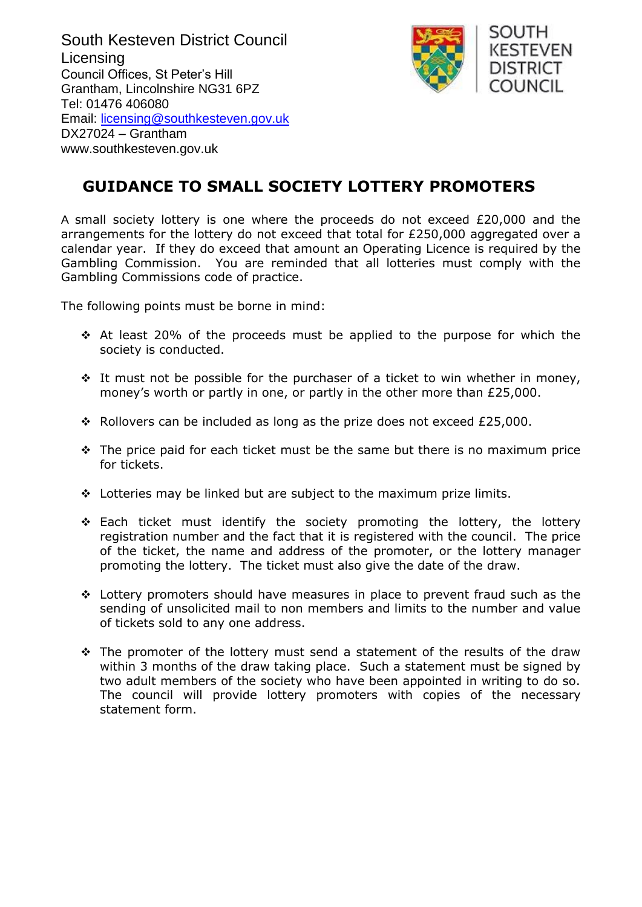South Kesteven District Council
Licensing
Council Offices, St Peter's Hill
Grantham, Lincolnshire NG31 6PZ
Tel: 01476 406080
Email: licensing@southkesteven.gov.uk
DX27024 – Grantham
www.southkesteven.gov.uk

SOUTH KESTEVEN DISTRICT COUNCIL

# GUIDANCE TO SMALL SOCIETY LOTTERY PROMOTERS

A small society lottery is one where the proceeds do not exceed £20,000 and the arrangements for the lottery do not exceed that total for £250,000 aggregated over a calendar year. If they do exceed that amount an Operating Licence is required by the Gambling Commission. You are reminded that all lotteries must comply with the Gambling Commissions code of practice.

The following points must be borne in mind:

- At least 20% of the proceeds must be applied to the purpose for which the society is conducted.
- It must not be possible for the purchaser of a ticket to win whether in money, money's worth or partly in one, or partly in the other more than £25,000.
- Rollovers can be included as long as the prize does not exceed £25,000.
- The price paid for each ticket must be the same but there is no maximum price for tickets.
- Lotteries may be linked but are subject to the maximum prize limits.
- Each ticket must identify the society promoting the lottery, the lottery registration number and the fact that it is registered with the council. The price of the ticket, the name and address of the promoter, or the lottery manager promoting the lottery. The ticket must also give the date of the draw.
- Lottery promoters should have measures in place to prevent fraud such as the sending of unsolicited mail to non members and limits to the number and value of tickets sold to any one address.
- The promoter of the lottery must send a statement of the results of the draw within 3 months of the draw taking place. Such a statement must be signed by two adult members of the society who have been appointed in writing to do so. The council will provide lottery promoters with copies of the necessary statement form.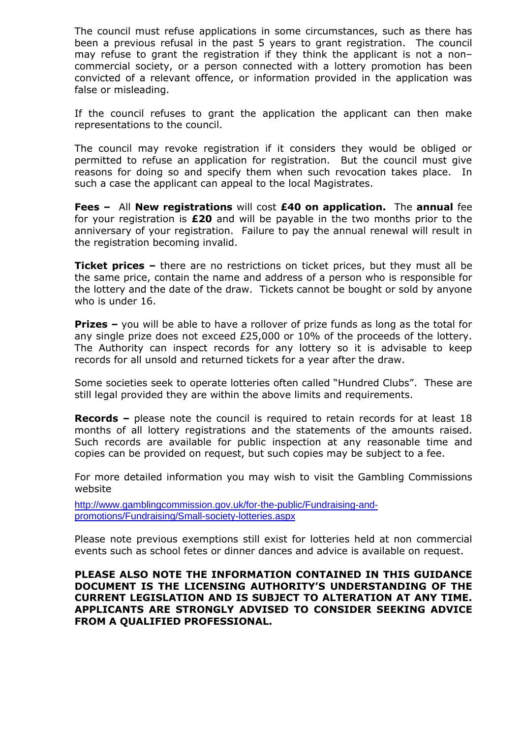The council must refuse applications in some circumstances, such as there has been a previous refusal in the past 5 years to grant registration. The council may refuse to grant the registration if they think the applicant is not a non–commercial society, or a person connected with a lottery promotion has been convicted of a relevant offence, or information provided in the application was false or misleading.

If the council refuses to grant the application the applicant can then make representations to the council.

The council may revoke registration if it considers they would be obliged or permitted to refuse an application for registration. But the council must give reasons for doing so and specify them when such revocation takes place. In such a case the applicant can appeal to the local Magistrates.

**Fees –** All **New registrations** will cost **£40 on application.** The **annual** fee for your registration is **£20** and will be payable in the two months prior to the anniversary of your registration. Failure to pay the annual renewal will result in the registration becoming invalid.

**Ticket prices –** there are no restrictions on ticket prices, but they must all be the same price, contain the name and address of a person who is responsible for the lottery and the date of the draw. Tickets cannot be bought or sold by anyone who is under 16.

**Prizes –** you will be able to have a rollover of prize funds as long as the total for any single prize does not exceed £25,000 or 10% of the proceeds of the lottery. The Authority can inspect records for any lottery so it is advisable to keep records for all unsold and returned tickets for a year after the draw.

Some societies seek to operate lotteries often called "Hundred Clubs". These are still legal provided they are within the above limits and requirements.

**Records –** please note the council is required to retain records for at least 18 months of all lottery registrations and the statements of the amounts raised. Such records are available for public inspection at any reasonable time and copies can be provided on request, but such copies may be subject to a fee.

For more detailed information you may wish to visit the Gambling Commissions website

http://www.gamblingcommission.gov.uk/for-the-public/Fundraising-and-promotions/Fundraising/Small-society-lotteries.aspx

Please note previous exemptions still exist for lotteries held at non commercial events such as school fetes or dinner dances and advice is available on request.

**PLEASE ALSO NOTE THE INFORMATION CONTAINED IN THIS GUIDANCE DOCUMENT IS THE LICENSING AUTHORITY'S UNDERSTANDING OF THE CURRENT LEGISLATION AND IS SUBJECT TO ALTERATION AT ANY TIME. APPLICANTS ARE STRONGLY ADVISED TO CONSIDER SEEKING ADVICE FROM A QUALIFIED PROFESSIONAL.**